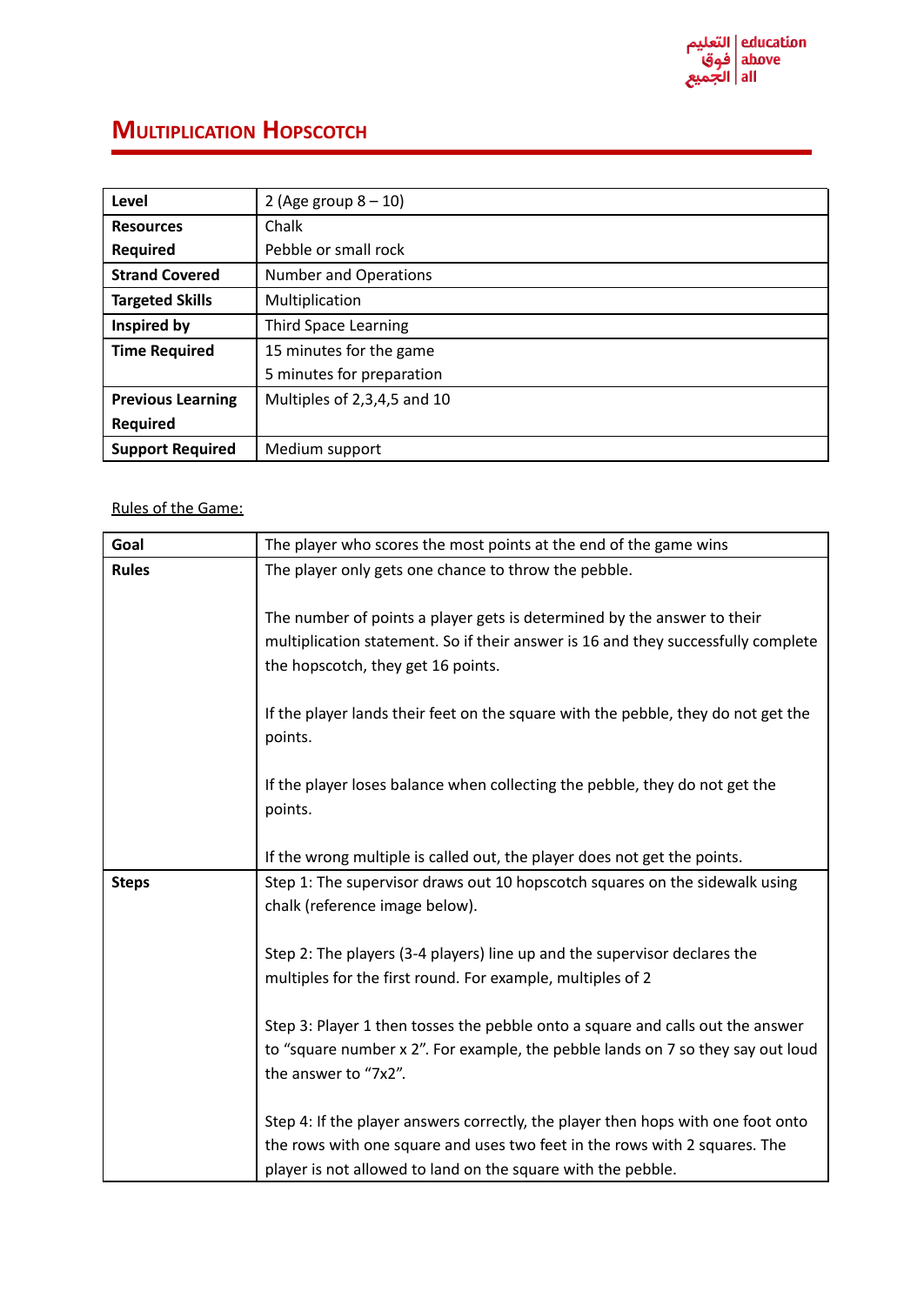# Multiplication Hopscotch

| Level | 2 (Age group 8 – 10) |
|---|---|
| Resources Required | Chalk<br>Pebble or small rock |
| Strand Covered | Number and Operations |
| Targeted Skills | Multiplication |
| Inspired by | Third Space Learning |
| Time Required | 15 minutes for the game<br>5 minutes for preparation |
| Previous Learning Required | Multiples of 2,3,4,5 and 10 |
| Support Required | Medium support |

<u>Rules of the Game:</u>

| Goal | The player who scores the most points at the end of the game wins |
|---|---|
| Rules | The player only gets one chance to throw the pebble.<br><br>The number of points a player gets is determined by the answer to their multiplication statement. So if their answer is 16 and they successfully complete the hopscotch, they get 16 points.<br><br>If the player lands their feet on the square with the pebble, they do not get the points.<br><br>If the player loses balance when collecting the pebble, they do not get the points.<br><br>If the wrong multiple is called out, the player does not get the points. |
| Steps | Step 1: The supervisor draws out 10 hopscotch squares on the sidewalk using chalk (reference image below).<br><br>Step 2: The players (3-4 players) line up and the supervisor declares the multiples for the first round. For example, multiples of 2<br><br>Step 3: Player 1 then tosses the pebble onto a square and calls out the answer to "square number x 2". For example, the pebble lands on 7 so they say out loud the answer to "7x2".<br><br>Step 4: If the player answers correctly, the player then hops with one foot onto the rows with one square and uses two feet in the rows with 2 squares. The player is not allowed to land on the square with the pebble. |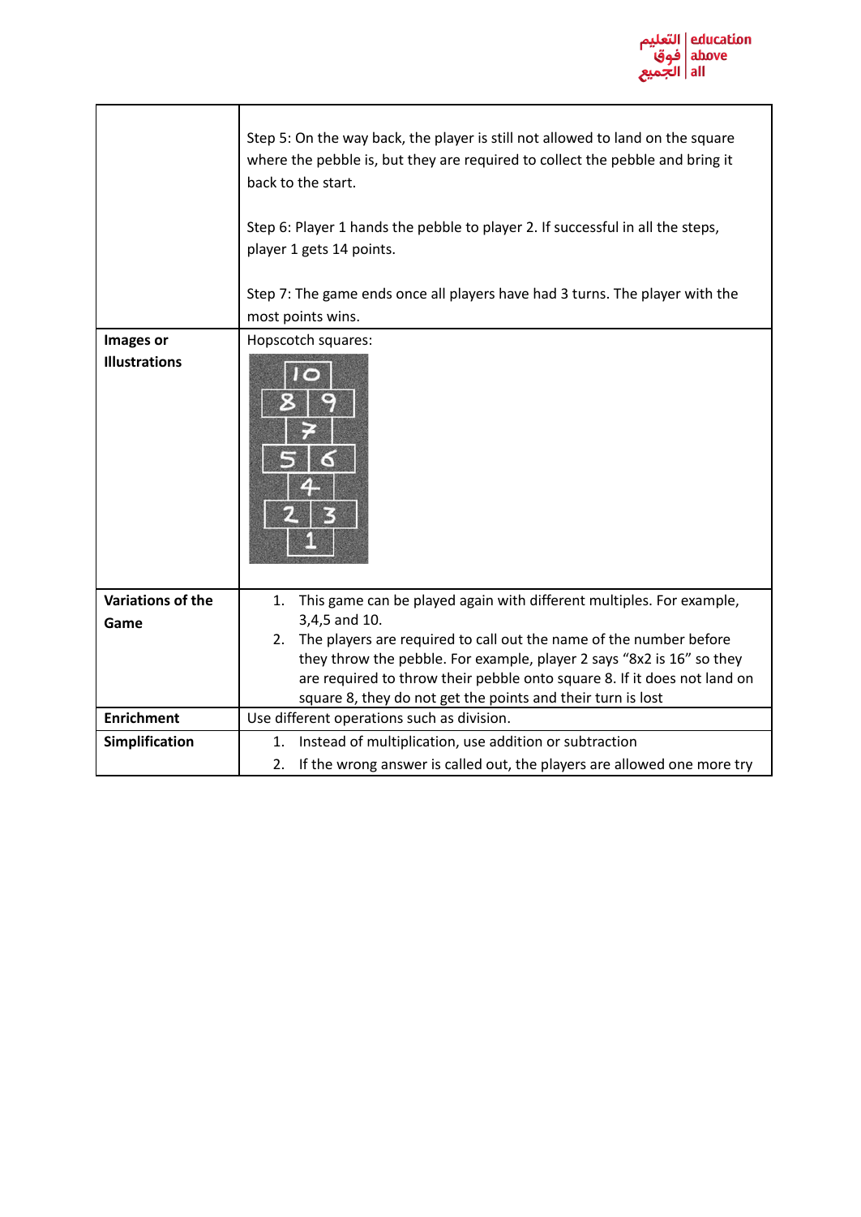| | |
|---|---|
| | Step 5: On the way back, the player is still not allowed to land on the square where the pebble is, but they are required to collect the pebble and bring it back to the start.<br><br>Step 6: Player 1 hands the pebble to player 2. If successful in all the steps, player 1 gets 14 points.<br><br>Step 7: The game ends once all players have had 3 turns. The player with the most points wins. |
| **Images or Illustrations** | Hopscotch squares: |
| **Variations of the Game** | 1. This game can be played again with different multiples. For example, 3,4,5 and 10.<br>2. The players are required to call out the name of the number before they throw the pebble. For example, player 2 says "8x2 is 16" so they are required to throw their pebble onto square 8. If it does not land on square 8, they do not get the points and their turn is lost |
| **Enrichment** | Use different operations such as division. |
| **Simplification** | 1. Instead of multiplication, use addition or subtraction<br>2. If the wrong answer is called out, the players are allowed one more try |